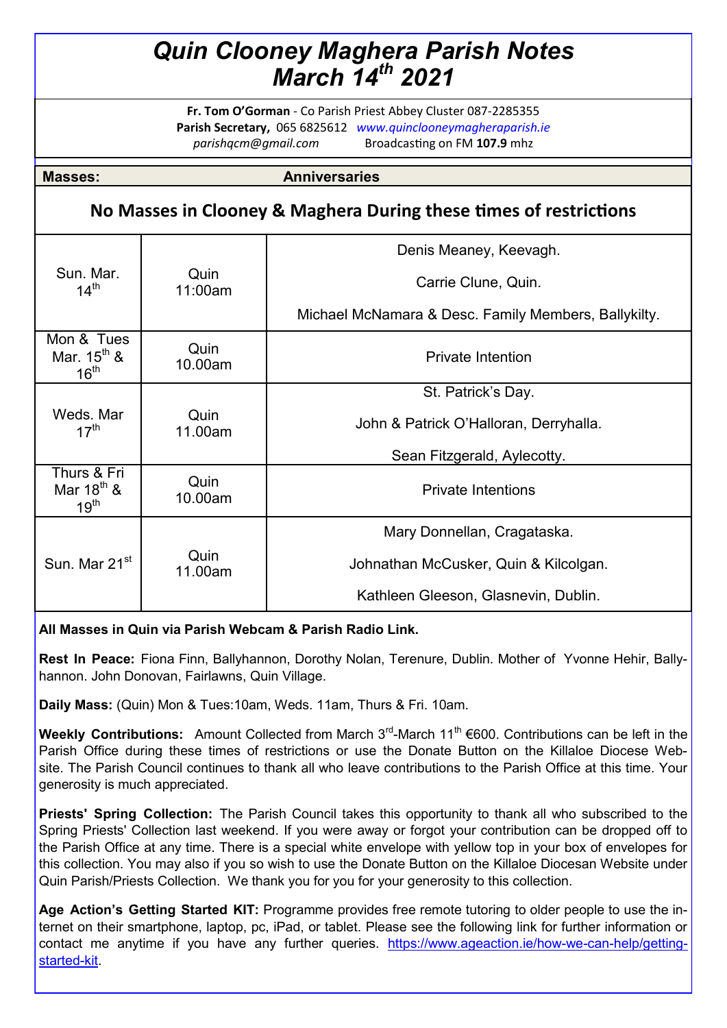# Quin Clooney Maghera Parish Notes March 14th 2021

**Fr. Tom O'Gorman** - Co Parish Priest Abbey Cluster 087-2285355
**Parish Secretary,** 065 6825612 *www.quinclooneymagheraparish.ie*
*parishqcm@gmail.com* Broadcasting on FM **107.9** mhz

| **Masses:** | | **Anniversaries** |
|---|---|---|
| **No Masses in Clooney & Maghera During these times of restrictions** | | |
| Sun. Mar. 14th | Quin 11:00am | Denis Meaney, Keevagh.<br>Carrie Clune, Quin.<br>Michael McNamara & Desc. Family Members, Ballykilty. |
| Mon & Tues Mar. 15th & 16th | Quin 10.00am | Private Intention |
| Weds. Mar 17th | Quin 11.00am | St. Patrick's Day.<br>John & Patrick O'Halloran, Derryhalla.<br>Sean Fitzgerald, Aylecotty. |
| Thurs & Fri Mar 18th & 19th | Quin 10.00am | Private Intentions |
| Sun. Mar 21st | Quin 11.00am | Mary Donnellan, Cragataska.<br>Johnathan McCusker, Quin & Kilcolgan.<br>Kathleen Gleeson, Glasnevin, Dublin. |

**All Masses in Quin via Parish Webcam & Parish Radio Link.**

**Rest In Peace:** Fiona Finn, Ballyhannon, Dorothy Nolan, Terenure, Dublin. Mother of Yvonne Hehir, Ballyhannon. John Donovan, Fairlawns, Quin Village.

**Daily Mass:** (Quin) Mon & Tues:10am, Weds. 11am, Thurs & Fri. 10am.

**Weekly Contributions:** Amount Collected from March 3rd-March 11th €600. Contributions can be left in the Parish Office during these times of restrictions or use the Donate Button on the Killaloe Diocese Website. The Parish Council continues to thank all who leave contributions to the Parish Office at this time. Your generosity is much appreciated.

**Priests' Spring Collection:** The Parish Council takes this opportunity to thank all who subscribed to the Spring Priests' Collection last weekend. If you were away or forgot your contribution can be dropped off to the Parish Office at any time. There is a special white envelope with yellow top in your box of envelopes for this collection. You may also if you so wish to use the Donate Button on the Killaloe Diocesan Website under Quin Parish/Priests Collection. We thank you for you for your generosity to this collection.

**Age Action's Getting Started KIT:** Programme provides free remote tutoring to older people to use the internet on their smartphone, laptop, pc, iPad, or tablet. Please see the following link for further information or contact me anytime if you have any further queries. https://www.ageaction.ie/how-we-can-help/getting-started-kit.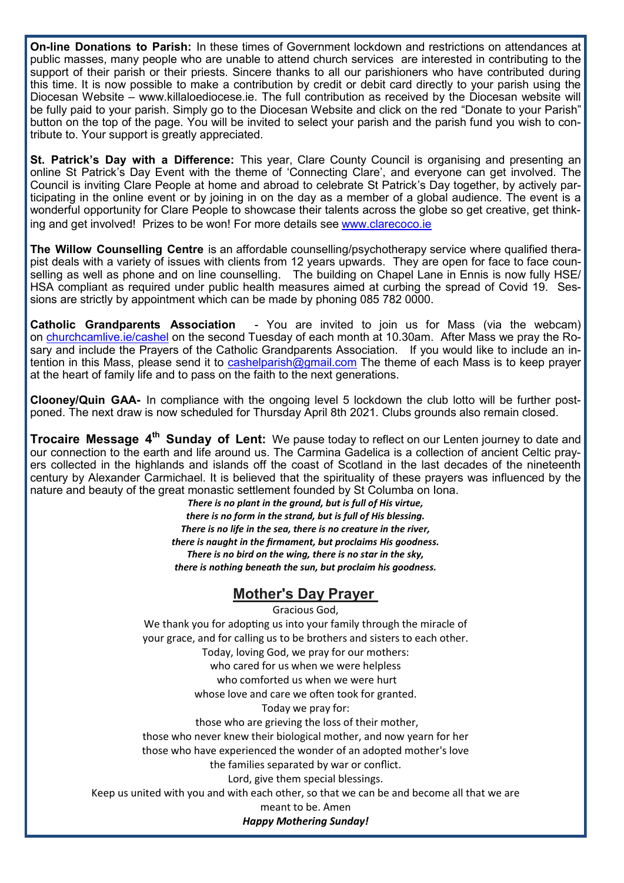**On-line Donations to Parish:** In these times of Government lockdown and restrictions on attendances at public masses, many people who are unable to attend church services are interested in contributing to the support of their parish or their priests. Sincere thanks to all our parishioners who have contributed during this time. It is now possible to make a contribution by credit or debit card directly to your parish using the Diocesan Website – www.killaloediocese.ie. The full contribution as received by the Diocesan website will be fully paid to your parish. Simply go to the Diocesan Website and click on the red "Donate to your Parish" button on the top of the page. You will be invited to select your parish and the parish fund you wish to contribute to. Your support is greatly appreciated.

**St. Patrick's Day with a Difference:** This year, Clare County Council is organising and presenting an online St Patrick's Day Event with the theme of 'Connecting Clare', and everyone can get involved. The Council is inviting Clare People at home and abroad to celebrate St Patrick's Day together, by actively participating in the online event or by joining in on the day as a member of a global audience. The event is a wonderful opportunity for Clare People to showcase their talents across the globe so get creative, get thinking and get involved! Prizes to be won! For more details see www.clarecoco.ie

**The Willow Counselling Centre** is an affordable counselling/psychotherapy service where qualified therapist deals with a variety of issues with clients from 12 years upwards. They are open for face to face counselling as well as phone and on line counselling. The building on Chapel Lane in Ennis is now fully HSE/ HSA compliant as required under public health measures aimed at curbing the spread of Covid 19. Sessions are strictly by appointment which can be made by phoning 085 782 0000.

**Catholic Grandparents Association** - You are invited to join us for Mass (via the webcam) on churchcamlive.ie/cashel on the second Tuesday of each month at 10.30am. After Mass we pray the Rosary and include the Prayers of the Catholic Grandparents Association. If you would like to include an intention in this Mass, please send it to cashelparish@gmail.com The theme of each Mass is to keep prayer at the heart of family life and to pass on the faith to the next generations.

**Clooney/Quin GAA-** In compliance with the ongoing level 5 lockdown the club lotto will be further postponed. The next draw is now scheduled for Thursday April 8th 2021. Clubs grounds also remain closed.

**Trocaire Message 4th Sunday of Lent:** We pause today to reflect on our Lenten journey to date and our connection to the earth and life around us. The Carmina Gadelica is a collection of ancient Celtic prayers collected in the highlands and islands off the coast of Scotland in the last decades of the nineteenth century by Alexander Carmichael. It is believed that the spirituality of these prayers was influenced by the nature and beauty of the great monastic settlement founded by St Columba on Iona.

***There is no plant in the ground, but is full of His virtue,***
***there is no form in the strand, but is full of His blessing.***
***There is no life in the sea, there is no creature in the river,***
***there is naught in the firmament, but proclaims His goodness.***
***There is no bird on the wing, there is no star in the sky,***
***there is nothing beneath the sun, but proclaim his goodness.***

## Mother's Day Prayer

Gracious God,
We thank you for adopting us into your family through the miracle of your grace, and for calling us to be brothers and sisters to each other.
Today, loving God, we pray for our mothers:
who cared for us when we were helpless
who comforted us when we were hurt
whose love and care we often took for granted.
Today we pray for:
those who are grieving the loss of their mother,
those who never knew their biological mother, and now yearn for her
those who have experienced the wonder of an adopted mother's love
the families separated by war or conflict.
Lord, give them special blessings.
Keep us united with you and with each other, so that we can be and become all that we are meant to be. Amen

***Happy Mothering Sunday!***